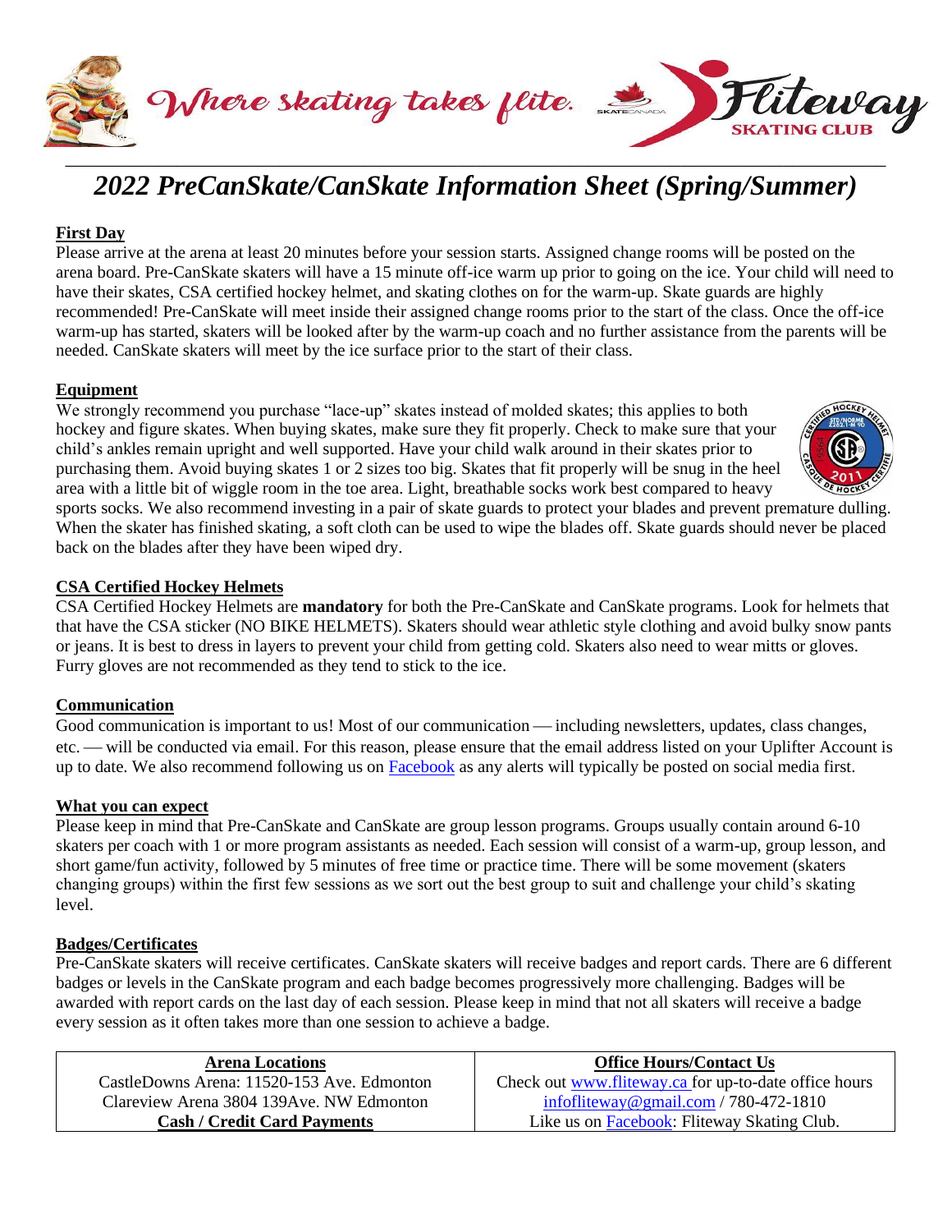Where skating takes flite. Fliteway SKATING CLUB

# *2022 PreCanSkate/CanSkate Information Sheet (Spring/Summer)*

## First Day

Please arrive at the arena at least 20 minutes before your session starts. Assigned change rooms will be posted on the arena board. Pre-CanSkate skaters will have a 15 minute off-ice warm up prior to going on the ice. Your child will need to have their skates, CSA certified hockey helmet, and skating clothes on for the warm-up. Skate guards are highly recommended! Pre-CanSkate will meet inside their assigned change rooms prior to the start of the class. Once the off-ice warm-up has started, skaters will be looked after by the warm-up coach and no further assistance from the parents will be needed. CanSkate skaters will meet by the ice surface prior to the start of their class.

## Equipment

We strongly recommend you purchase "lace-up" skates instead of molded skates; this applies to both hockey and figure skates. When buying skates, make sure they fit properly. Check to make sure that your child's ankles remain upright and well supported. Have your child walk around in their skates prior to purchasing them. Avoid buying skates 1 or 2 sizes too big. Skates that fit properly will be snug in the heel area with a little bit of wiggle room in the toe area. Light, breathable socks work best compared to heavy sports socks. We also recommend investing in a pair of skate guards to protect your blades and prevent premature dulling. When the skater has finished skating, a soft cloth can be used to wipe the blades off. Skate guards should never be placed back on the blades after they have been wiped dry.

## CSA Certified Hockey Helmets

CSA Certified Hockey Helmets are **mandatory** for both the Pre-CanSkate and CanSkate programs. Look for helmets that that have the CSA sticker (NO BIKE HELMETS). Skaters should wear athletic style clothing and avoid bulky snow pants or jeans. It is best to dress in layers to prevent your child from getting cold. Skaters also need to wear mitts or gloves. Furry gloves are not recommended as they tend to stick to the ice.

## Communication

Good communication is important to us! Most of our communication — including newsletters, updates, class changes, etc. — will be conducted via email. For this reason, please ensure that the email address listed on your Uplifter Account is up to date. We also recommend following us on Facebook as any alerts will typically be posted on social media first.

## What you can expect

Please keep in mind that Pre-CanSkate and CanSkate are group lesson programs. Groups usually contain around 6-10 skaters per coach with 1 or more program assistants as needed. Each session will consist of a warm-up, group lesson, and short game/fun activity, followed by 5 minutes of free time or practice time. There will be some movement (skaters changing groups) within the first few sessions as we sort out the best group to suit and challenge your child's skating level.

## Badges/Certificates

Pre-CanSkate skaters will receive certificates. CanSkate skaters will receive badges and report cards. There are 6 different badges or levels in the CanSkate program and each badge becomes progressively more challenging. Badges will be awarded with report cards on the last day of each session. Please keep in mind that not all skaters will receive a badge every session as it often takes more than one session to achieve a badge.

| **Arena Locations** | **Office Hours/Contact Us** |
|---|---|
| CastleDowns Arena: 11520-153 Ave. Edmonton | Check out www.fliteway.ca for up-to-date office hours |
| Clareview Arena 3804 139Ave. NW Edmonton | infofliteway@gmail.com / 780-472-1810 |
| **Cash / Credit Card Payments** | Like us on Facebook: Fliteway Skating Club. |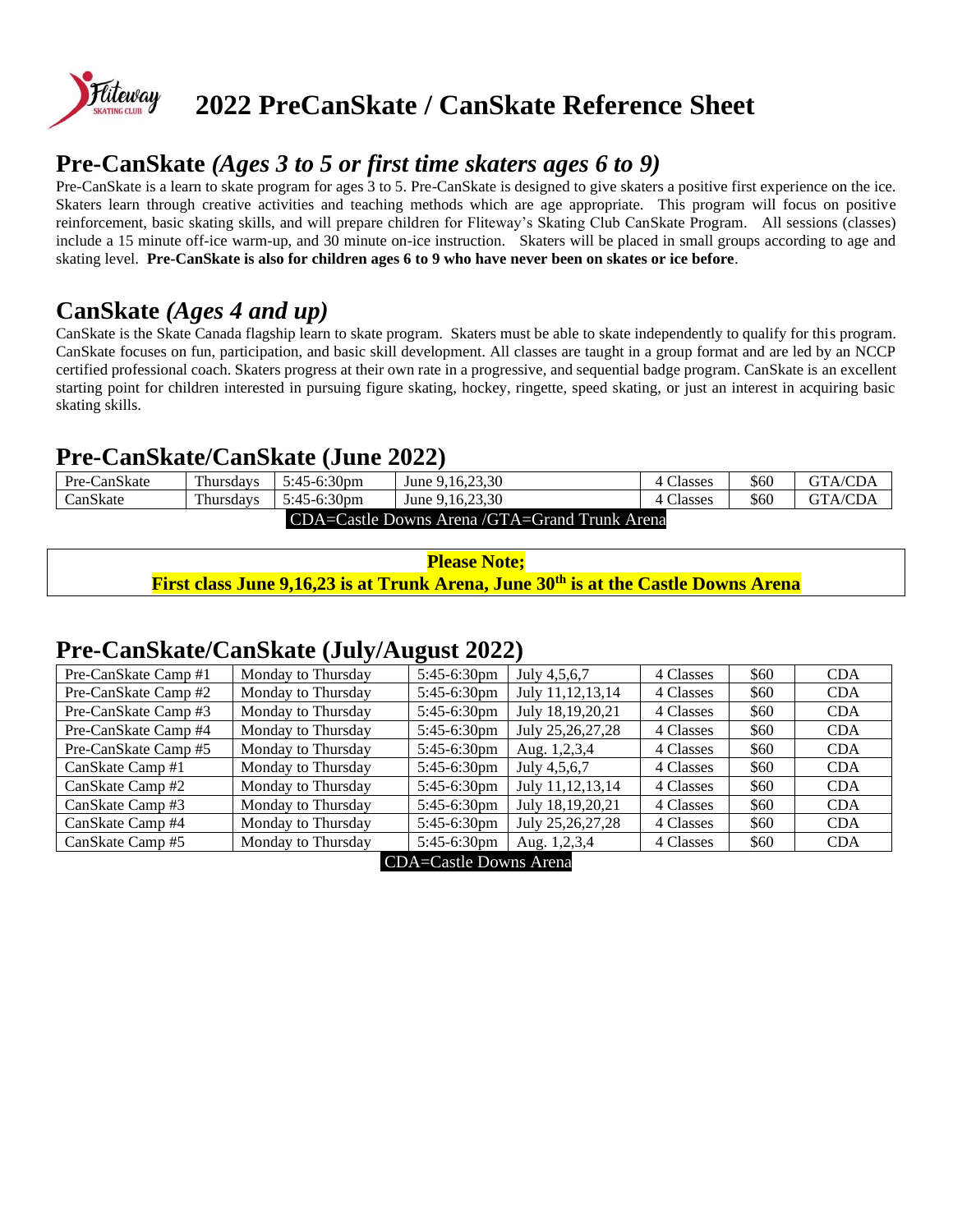# 2022 PreCanSkate / CanSkate Reference Sheet

## Pre-CanSkate *(Ages 3 to 5 or first time skaters ages 6 to 9)*

Pre-CanSkate is a learn to skate program for ages 3 to 5. Pre-CanSkate is designed to give skaters a positive first experience on the ice. Skaters learn through creative activities and teaching methods which are age appropriate. This program will focus on positive reinforcement, basic skating skills, and will prepare children for Fliteway's Skating Club CanSkate Program. All sessions (classes) include a 15 minute off-ice warm-up, and 30 minute on-ice instruction. Skaters will be placed in small groups according to age and skating level. **Pre-CanSkate is also for children ages 6 to 9 who have never been on skates or ice before**.

## CanSkate *(Ages 4 and up)*

CanSkate is the Skate Canada flagship learn to skate program. Skaters must be able to skate independently to qualify for this program. CanSkate focuses on fun, participation, and basic skill development. All classes are taught in a group format and are led by an NCCP certified professional coach. Skaters progress at their own rate in a progressive, and sequential badge program. CanSkate is an excellent starting point for children interested in pursuing figure skating, hockey, ringette, speed skating, or just an interest in acquiring basic skating skills.

## Pre-CanSkate/CanSkate (June 2022)

| | | | | | | |
|---|---|---|---|---|---|---|
| Pre-CanSkate | Thursdays | 5:45-6:30pm | June 9,16,23,30 | 4 Classes | $60 | GTA/CDA |
| CanSkate | Thursdays | 5:45-6:30pm | June 9,16,23,30 | 4 Classes | $60 | GTA/CDA |

CDA=Castle Downs Arena /GTA=Grand Trunk Arena

**Please Note;**
**First class June 9,16,23 is at Trunk Arena, June 30th is at the Castle Downs Arena**

## Pre-CanSkate/CanSkate (July/August 2022)

| | | | | | | |
|---|---|---|---|---|---|---|
| Pre-CanSkate Camp #1 | Monday to Thursday | 5:45-6:30pm | July 4,5,6,7 | 4 Classes | $60 | CDA |
| Pre-CanSkate Camp #2 | Monday to Thursday | 5:45-6:30pm | July 11,12,13,14 | 4 Classes | $60 | CDA |
| Pre-CanSkate Camp #3 | Monday to Thursday | 5:45-6:30pm | July 18,19,20,21 | 4 Classes | $60 | CDA |
| Pre-CanSkate Camp #4 | Monday to Thursday | 5:45-6:30pm | July 25,26,27,28 | 4 Classes | $60 | CDA |
| Pre-CanSkate Camp #5 | Monday to Thursday | 5:45-6:30pm | Aug. 1,2,3,4 | 4 Classes | $60 | CDA |
| CanSkate Camp #1 | Monday to Thursday | 5:45-6:30pm | July 4,5,6,7 | 4 Classes | $60 | CDA |
| CanSkate Camp #2 | Monday to Thursday | 5:45-6:30pm | July 11,12,13,14 | 4 Classes | $60 | CDA |
| CanSkate Camp #3 | Monday to Thursday | 5:45-6:30pm | July 18,19,20,21 | 4 Classes | $60 | CDA |
| CanSkate Camp #4 | Monday to Thursday | 5:45-6:30pm | July 25,26,27,28 | 4 Classes | $60 | CDA |
| CanSkate Camp #5 | Monday to Thursday | 5:45-6:30pm | Aug. 1,2,3,4 | 4 Classes | $60 | CDA |

CDA=Castle Downs Arena